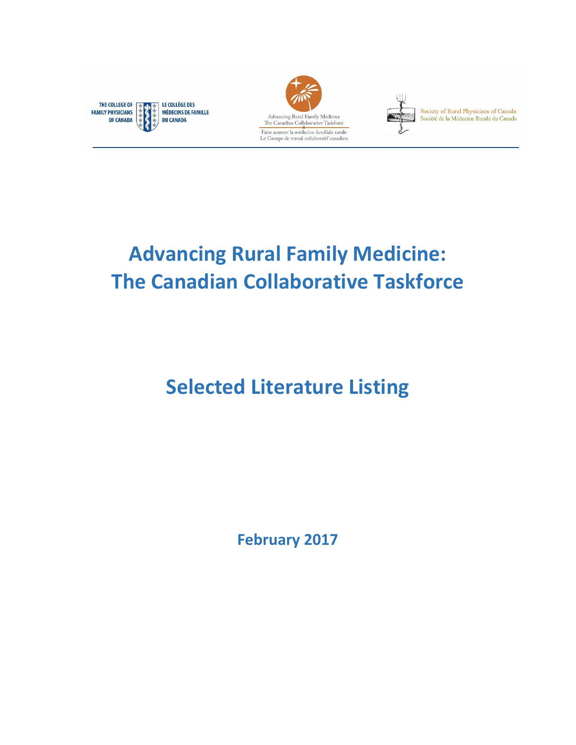THE COLLEGE OF FAMILY PHYSICIANS OF CANADA
LE COLLÈGE DES MÉDECINS DE FAMILLE DU CANADA

Advancing Rural Family Medicine
The Canadian Collaborative Taskforce
Faire avancer la médecine familiale rurale
Le Groupe de travail collaboratif canadien

Society of Rural Physicians of Canada
Société de la Médecine Rurale du Canada

# Advancing Rural Family Medicine: The Canadian Collaborative Taskforce

# Selected Literature Listing

**February 2017**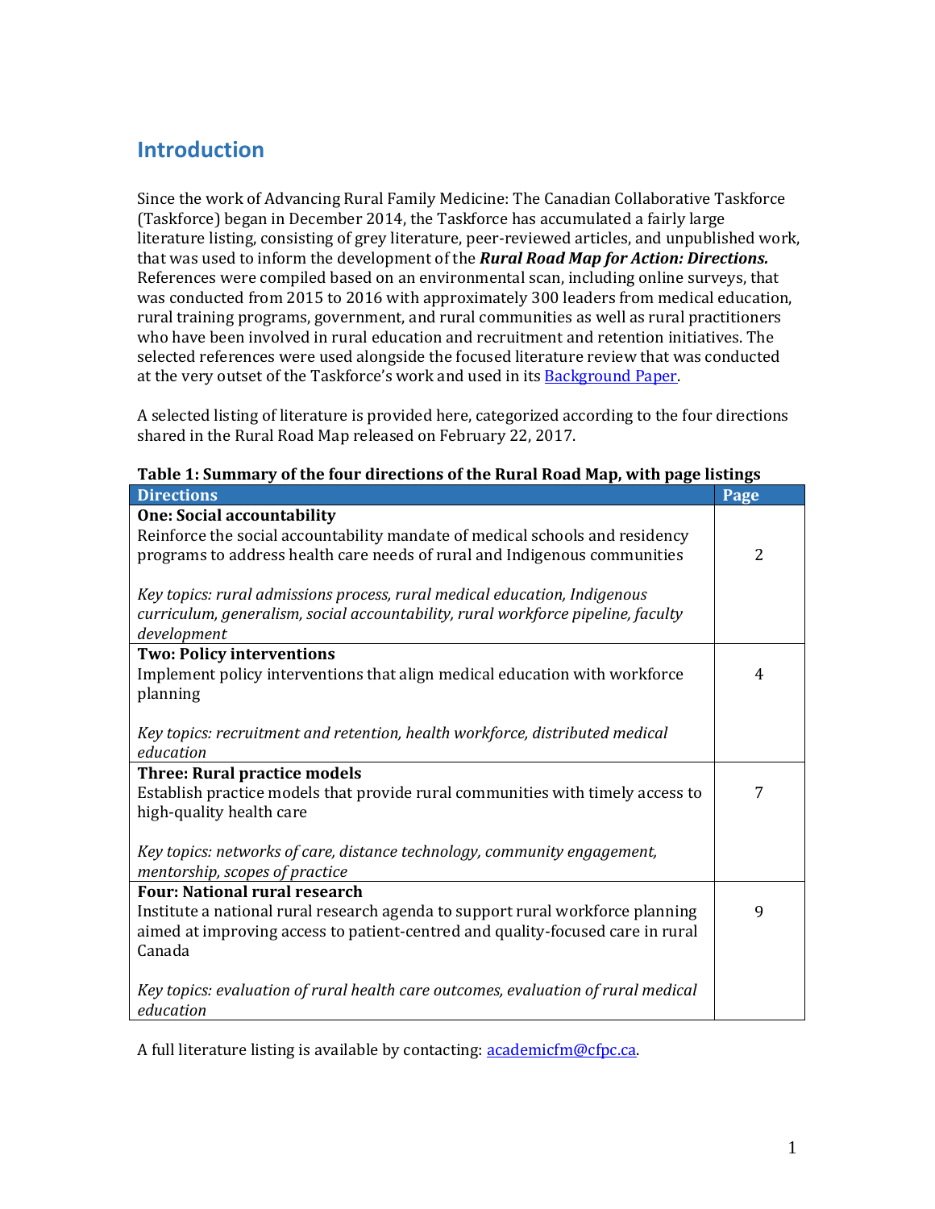# Introduction

Since the work of Advancing Rural Family Medicine: The Canadian Collaborative Taskforce (Taskforce) began in December 2014, the Taskforce has accumulated a fairly large literature listing, consisting of grey literature, peer-reviewed articles, and unpublished work, that was used to inform the development of the ***Rural Road Map for Action: Directions.*** References were compiled based on an environmental scan, including online surveys, that was conducted from 2015 to 2016 with approximately 300 leaders from medical education, rural training programs, government, and rural communities as well as rural practitioners who have been involved in rural education and recruitment and retention initiatives. The selected references were used alongside the focused literature review that was conducted at the very outset of the Taskforce's work and used in its [Background Paper].

A selected listing of literature is provided here, categorized according to the four directions shared in the Rural Road Map released on February 22, 2017.

**Table 1: Summary of the four directions of the Rural Road Map, with page listings**

| Directions | Page |
|---|---|
| **One: Social accountability**<br>Reinforce the social accountability mandate of medical schools and residency programs to address health care needs of rural and Indigenous communities<br><br>*Key topics: rural admissions process, rural medical education, Indigenous curriculum, generalism, social accountability, rural workforce pipeline, faculty development* | 2 |
| **Two: Policy interventions**<br>Implement policy interventions that align medical education with workforce planning<br><br>*Key topics: recruitment and retention, health workforce, distributed medical education* | 4 |
| **Three: Rural practice models**<br>Establish practice models that provide rural communities with timely access to high-quality health care<br><br>*Key topics: networks of care, distance technology, community engagement, mentorship, scopes of practice* | 7 |
| **Four: National rural research**<br>Institute a national rural research agenda to support rural workforce planning aimed at improving access to patient-centred and quality-focused care in rural Canada<br><br>*Key topics: evaluation of rural health care outcomes, evaluation of rural medical education* | 9 |

A full literature listing is available by contacting: academicfm@cfpc.ca.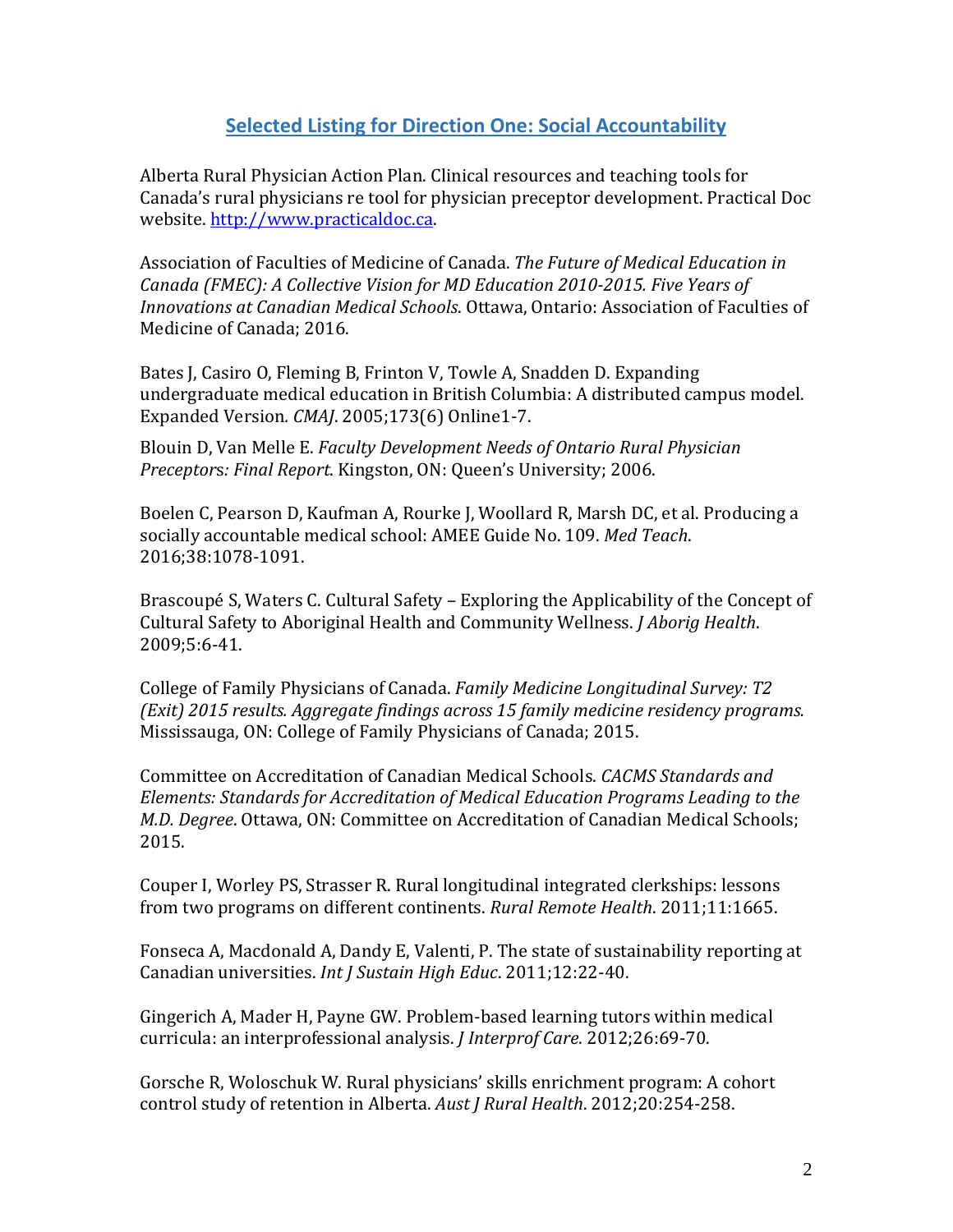## Selected Listing for Direction One: Social Accountability

Alberta Rural Physician Action Plan. Clinical resources and teaching tools for Canada's rural physicians re tool for physician preceptor development. Practical Doc website. http://www.practicaldoc.ca.

Association of Faculties of Medicine of Canada. *The Future of Medical Education in Canada (FMEC): A Collective Vision for MD Education 2010-2015. Five Years of Innovations at Canadian Medical Schools*. Ottawa, Ontario: Association of Faculties of Medicine of Canada; 2016.

Bates J, Casiro O, Fleming B, Frinton V, Towle A, Snadden D. Expanding undergraduate medical education in British Columbia: A distributed campus model. Expanded Version*. CMAJ*. 2005;173(6) Online1-7.

Blouin D, Van Melle E. *Faculty Development Needs of Ontario Rural Physician Preceptors: Final Report*. Kingston, ON: Queen's University; 2006.

Boelen C, Pearson D, Kaufman A, Rourke J, Woollard R, Marsh DC, et al. Producing a socially accountable medical school: AMEE Guide No. 109. *Med Teach*. 2016;38:1078-1091.

Brascoupé S, Waters C. Cultural Safety – Exploring the Applicability of the Concept of Cultural Safety to Aboriginal Health and Community Wellness. *J Aborig Health*. 2009;5:6-41.

College of Family Physicians of Canada. *Family Medicine Longitudinal Survey: T2 (Exit) 2015 results. Aggregate findings across 15 family medicine residency programs.* Mississauga, ON: College of Family Physicians of Canada; 2015.

Committee on Accreditation of Canadian Medical Schools. *CACMS Standards and Elements: Standards for Accreditation of Medical Education Programs Leading to the M.D. Degree*. Ottawa, ON: Committee on Accreditation of Canadian Medical Schools; 2015.

Couper I, Worley PS, Strasser R. Rural longitudinal integrated clerkships: lessons from two programs on different continents. *Rural Remote Health*. 2011;11:1665.

Fonseca A, Macdonald A, Dandy E, Valenti, P. The state of sustainability reporting at Canadian universities. *Int J Sustain High Educ*. 2011;12:22-40.

Gingerich A, Mader H, Payne GW. Problem-based learning tutors within medical curricula: an interprofessional analysis. *J Interprof Care*. 2012;26:69-70.

Gorsche R, Woloschuk W. Rural physicians' skills enrichment program: A cohort control study of retention in Alberta. *Aust J Rural Health*. 2012;20:254-258.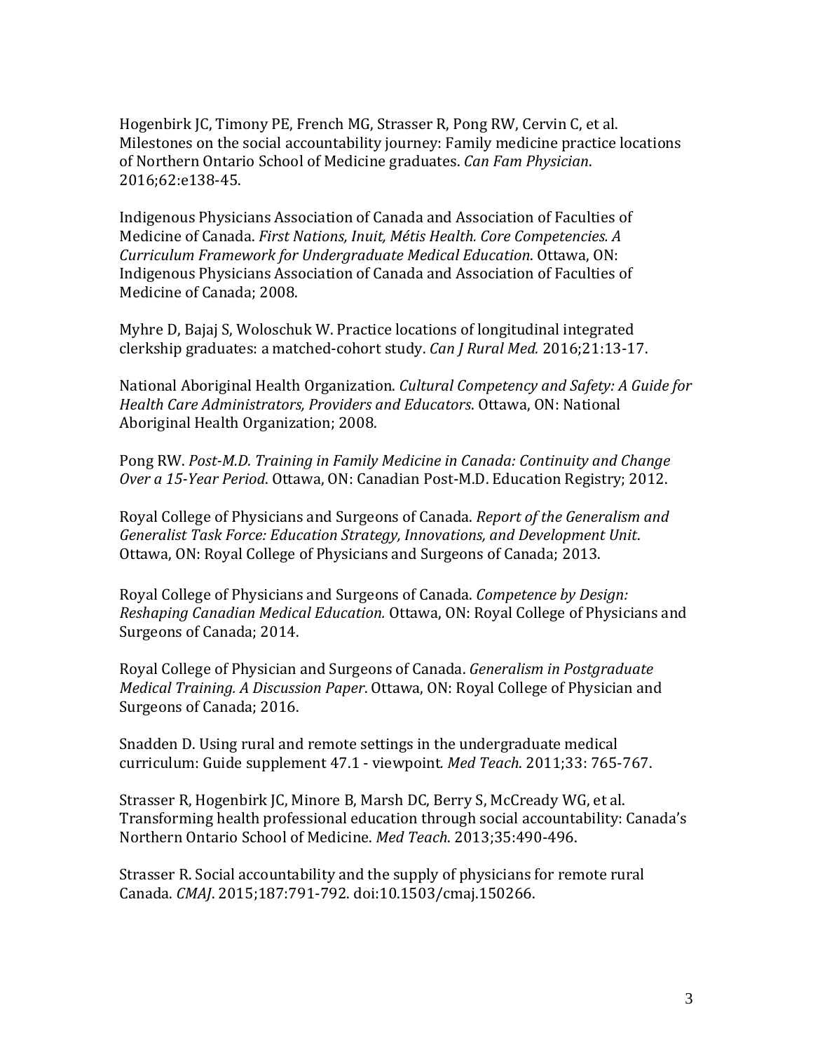Hogenbirk JC, Timony PE, French MG, Strasser R, Pong RW, Cervin C, et al. Milestones on the social accountability journey: Family medicine practice locations of Northern Ontario School of Medicine graduates. *Can Fam Physician*. 2016;62:e138-45.

Indigenous Physicians Association of Canada and Association of Faculties of Medicine of Canada. *First Nations, Inuit, Métis Health. Core Competencies. A Curriculum Framework for Undergraduate Medical Education*. Ottawa, ON: Indigenous Physicians Association of Canada and Association of Faculties of Medicine of Canada; 2008.

Myhre D, Bajaj S, Woloschuk W. Practice locations of longitudinal integrated clerkship graduates: a matched-cohort study. *Can J Rural Med.* 2016;21:13-17.

National Aboriginal Health Organization. *Cultural Competency and Safety: A Guide for Health Care Administrators, Providers and Educators*. Ottawa, ON: National Aboriginal Health Organization; 2008.

Pong RW. *Post-M.D. Training in Family Medicine in Canada: Continuity and Change Over a 15-Year Period*. Ottawa, ON: Canadian Post-M.D. Education Registry; 2012.

Royal College of Physicians and Surgeons of Canada. *Report of the Generalism and Generalist Task Force: Education Strategy, Innovations, and Development Unit*. Ottawa, ON: Royal College of Physicians and Surgeons of Canada; 2013.

Royal College of Physicians and Surgeons of Canada. *Competence by Design: Reshaping Canadian Medical Education.* Ottawa, ON: Royal College of Physicians and Surgeons of Canada; 2014.

Royal College of Physician and Surgeons of Canada. *Generalism in Postgraduate Medical Training. A Discussion Paper*. Ottawa, ON: Royal College of Physician and Surgeons of Canada; 2016.

Snadden D. Using rural and remote settings in the undergraduate medical curriculum: Guide supplement 47.1 - viewpoint. *Med Teach*. 2011;33: 765-767.

Strasser R, Hogenbirk JC, Minore B, Marsh DC, Berry S, McCready WG, et al. Transforming health professional education through social accountability: Canada's Northern Ontario School of Medicine. *Med Teach*. 2013;35:490-496.

Strasser R. Social accountability and the supply of physicians for remote rural Canada. *CMAJ*. 2015;187:791-792. doi:10.1503/cmaj.150266.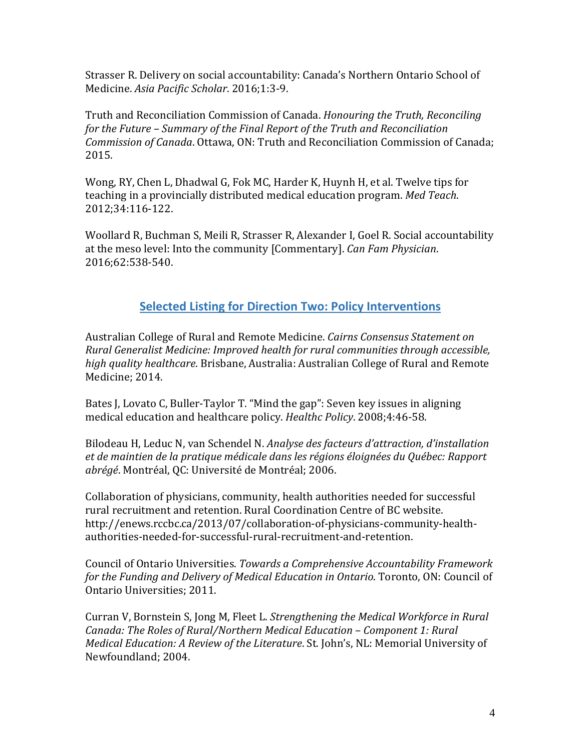Strasser R. Delivery on social accountability: Canada's Northern Ontario School of Medicine. *Asia Pacific Scholar*. 2016;1:3-9.

Truth and Reconciliation Commission of Canada. *Honouring the Truth, Reconciling for the Future – Summary of the Final Report of the Truth and Reconciliation Commission of Canada*. Ottawa, ON: Truth and Reconciliation Commission of Canada; 2015.

Wong, RY, Chen L, Dhadwal G, Fok MC, Harder K, Huynh H, et al. Twelve tips for teaching in a provincially distributed medical education program. *Med Teach*. 2012;34:116-122.

Woollard R, Buchman S, Meili R, Strasser R, Alexander I, Goel R. Social accountability at the meso level: Into the community [Commentary]. *Can Fam Physician*. 2016;62:538-540.

## Selected Listing for Direction Two: Policy Interventions

Australian College of Rural and Remote Medicine. *Cairns Consensus Statement on Rural Generalist Medicine: Improved health for rural communities through accessible, high quality healthcare*. Brisbane, Australia: Australian College of Rural and Remote Medicine; 2014.

Bates J, Lovato C, Buller-Taylor T. "Mind the gap": Seven key issues in aligning medical education and healthcare policy. *Healthc Policy*. 2008;4:46-58.

Bilodeau H, Leduc N, van Schendel N. *Analyse des facteurs d'attraction, d'installation et de maintien de la pratique médicale dans les régions éloignées du Québec: Rapport abrégé*. Montréal, QC: Université de Montréal; 2006.

Collaboration of physicians, community, health authorities needed for successful rural recruitment and retention. Rural Coordination Centre of BC website. http://enews.rccbc.ca/2013/07/collaboration-of-physicians-community-health-authorities-needed-for-successful-rural-recruitment-and-retention.

Council of Ontario Universities. *Towards a Comprehensive Accountability Framework for the Funding and Delivery of Medical Education in Ontario*. Toronto, ON: Council of Ontario Universities; 2011.

Curran V, Bornstein S, Jong M, Fleet L. *Strengthening the Medical Workforce in Rural Canada: The Roles of Rural/Northern Medical Education – Component 1: Rural Medical Education: A Review of the Literature*. St. John's, NL: Memorial University of Newfoundland; 2004.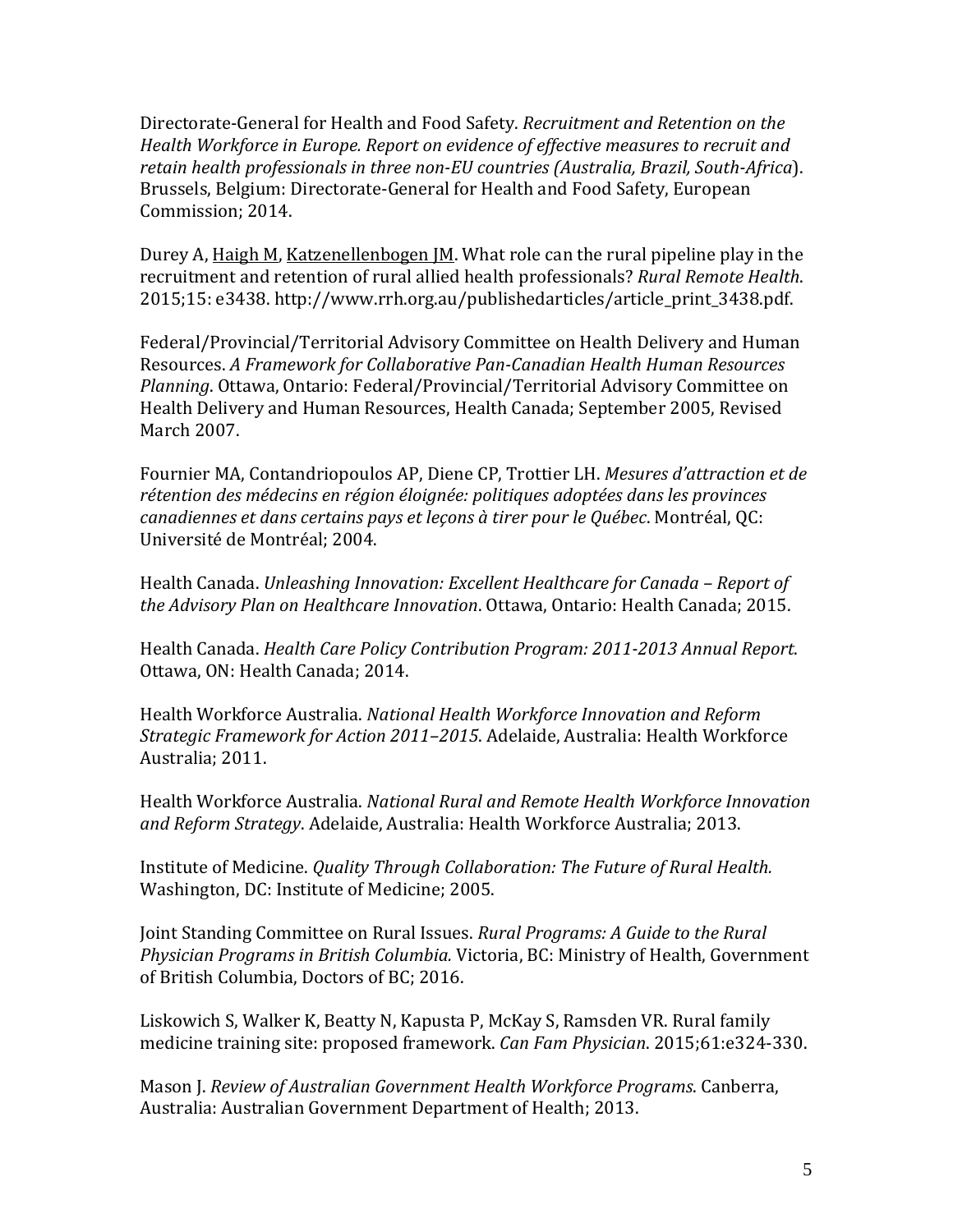Directorate-General for Health and Food Safety. *Recruitment and Retention on the Health Workforce in Europe. Report on evidence of effective measures to recruit and retain health professionals in three non-EU countries (Australia, Brazil, South-Africa*). Brussels, Belgium: Directorate-General for Health and Food Safety, European Commission; 2014.

Durey A, Haigh M, Katzenellenbogen JM. What role can the rural pipeline play in the recruitment and retention of rural allied health professionals? *Rural Remote Health*. 2015;15: e3438. http://www.rrh.org.au/publishedarticles/article_print_3438.pdf.

Federal/Provincial/Territorial Advisory Committee on Health Delivery and Human Resources. *A Framework for Collaborative Pan-Canadian Health Human Resources Planning*. Ottawa, Ontario: Federal/Provincial/Territorial Advisory Committee on Health Delivery and Human Resources, Health Canada; September 2005, Revised March 2007.

Fournier MA, Contandriopoulos AP, Diene CP, Trottier LH. *Mesures d'attraction et de rétention des médecins en région éloignée: politiques adoptées dans les provinces canadiennes et dans certains pays et leçons à tirer pour le Québec*. Montréal, QC: Université de Montréal; 2004.

Health Canada. *Unleashing Innovation: Excellent Healthcare for Canada – Report of the Advisory Plan on Healthcare Innovation*. Ottawa, Ontario: Health Canada; 2015.

Health Canada. *Health Care Policy Contribution Program: 2011-2013 Annual Report*. Ottawa, ON: Health Canada; 2014.

Health Workforce Australia. *National Health Workforce Innovation and Reform Strategic Framework for Action 2011–2015*. Adelaide, Australia: Health Workforce Australia; 2011.

Health Workforce Australia. *National Rural and Remote Health Workforce Innovation and Reform Strategy*. Adelaide, Australia: Health Workforce Australia; 2013.

Institute of Medicine. *Quality Through Collaboration: The Future of Rural Health.* Washington, DC: Institute of Medicine; 2005.

Joint Standing Committee on Rural Issues. *Rural Programs: A Guide to the Rural Physician Programs in British Columbia.* Victoria, BC: Ministry of Health, Government of British Columbia, Doctors of BC; 2016.

Liskowich S, Walker K, Beatty N, Kapusta P, McKay S, Ramsden VR. Rural family medicine training site: proposed framework. *Can Fam Physician*. 2015;61:e324-330.

Mason J. *Review of Australian Government Health Workforce Programs*. Canberra, Australia: Australian Government Department of Health; 2013.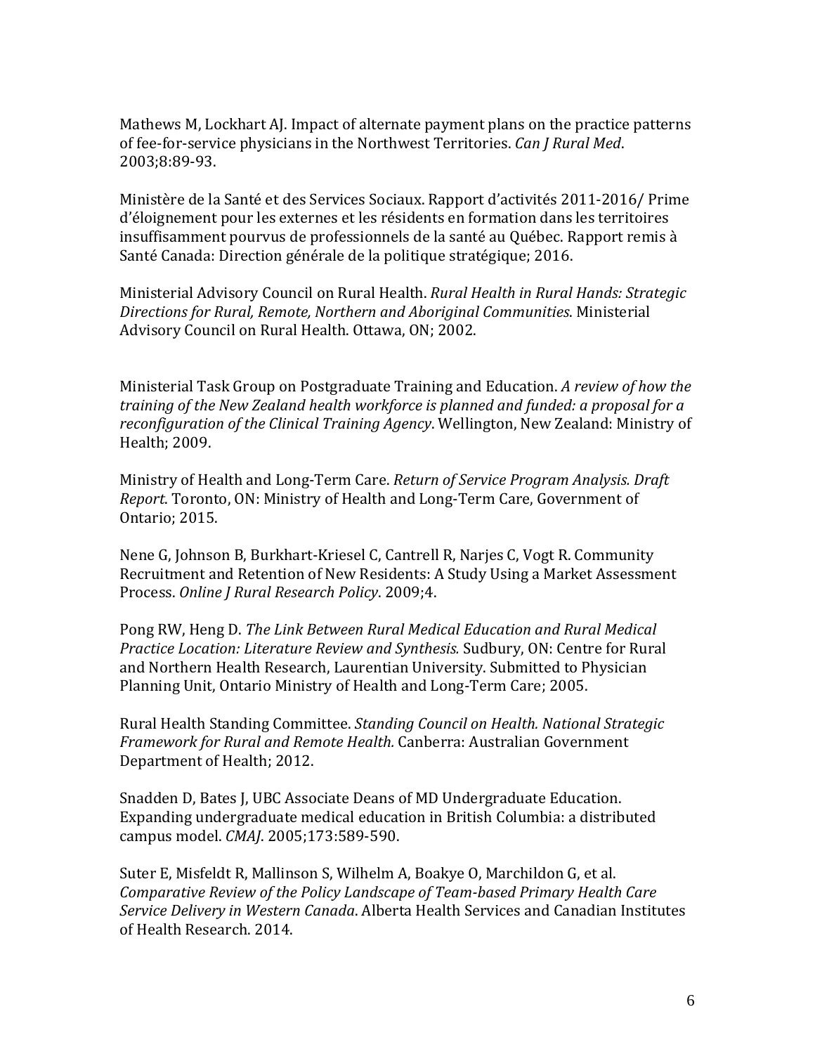Mathews M, Lockhart AJ. Impact of alternate payment plans on the practice patterns of fee-for-service physicians in the Northwest Territories. *Can J Rural Med*. 2003;8:89-93.

Ministère de la Santé et des Services Sociaux. Rapport d'activités 2011-2016/ Prime d'éloignement pour les externes et les résidents en formation dans les territoires insuffisamment pourvus de professionnels de la santé au Québec. Rapport remis à Santé Canada: Direction générale de la politique stratégique; 2016.

Ministerial Advisory Council on Rural Health. *Rural Health in Rural Hands: Strategic Directions for Rural, Remote, Northern and Aboriginal Communities*. Ministerial Advisory Council on Rural Health. Ottawa, ON; 2002.

Ministerial Task Group on Postgraduate Training and Education. *A review of how the training of the New Zealand health workforce is planned and funded: a proposal for a reconfiguration of the Clinical Training Agency*. Wellington, New Zealand: Ministry of Health; 2009.

Ministry of Health and Long-Term Care. *Return of Service Program Analysis. Draft Report*. Toronto, ON: Ministry of Health and Long-Term Care, Government of Ontario; 2015.

Nene G, Johnson B, Burkhart-Kriesel C, Cantrell R, Narjes C, Vogt R. Community Recruitment and Retention of New Residents: A Study Using a Market Assessment Process. *Online J Rural Research Policy*. 2009;4.

Pong RW, Heng D. *The Link Between Rural Medical Education and Rural Medical Practice Location: Literature Review and Synthesis.* Sudbury, ON: Centre for Rural and Northern Health Research, Laurentian University. Submitted to Physician Planning Unit, Ontario Ministry of Health and Long-Term Care; 2005.

Rural Health Standing Committee. *Standing Council on Health. National Strategic Framework for Rural and Remote Health.* Canberra: Australian Government Department of Health; 2012.

Snadden D, Bates J, UBC Associate Deans of MD Undergraduate Education. Expanding undergraduate medical education in British Columbia: a distributed campus model. *CMAJ*. 2005;173:589-590.

Suter E, Misfeldt R, Mallinson S, Wilhelm A, Boakye O, Marchildon G, et al. *Comparative Review of the Policy Landscape of Team-based Primary Health Care Service Delivery in Western Canada*. Alberta Health Services and Canadian Institutes of Health Research. 2014.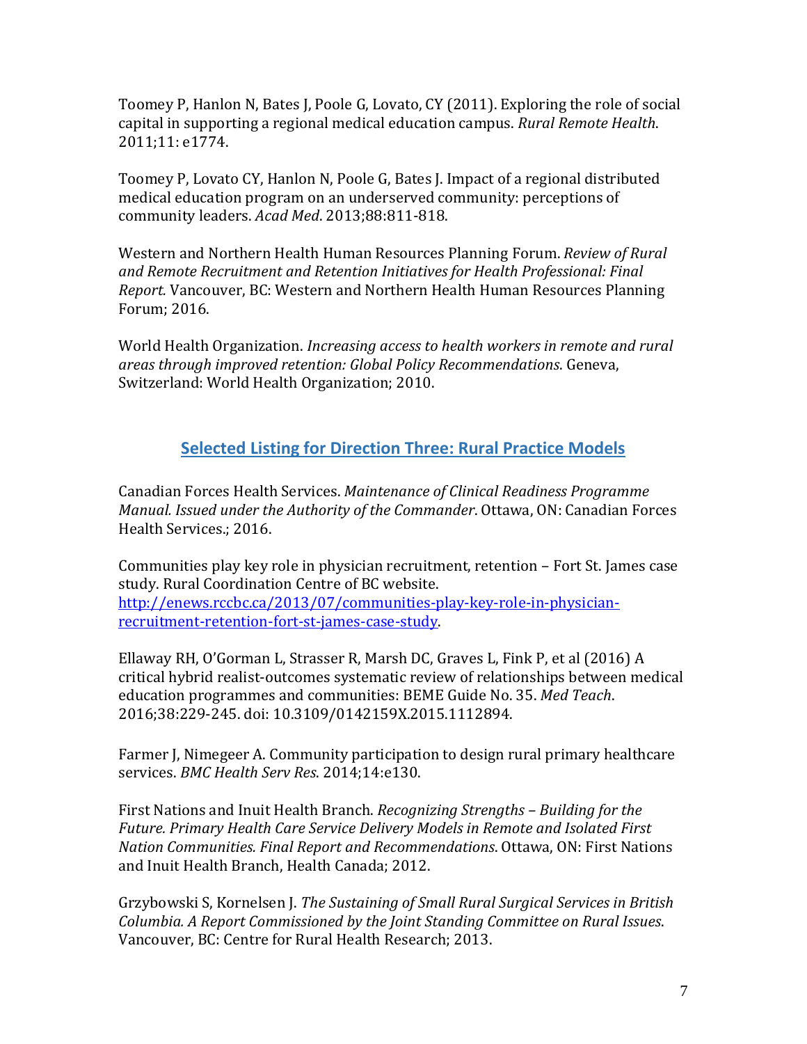Toomey P, Hanlon N, Bates J, Poole G, Lovato, CY (2011). Exploring the role of social capital in supporting a regional medical education campus. *Rural Remote Health*. 2011;11: e1774.

Toomey P, Lovato CY, Hanlon N, Poole G, Bates J. Impact of a regional distributed medical education program on an underserved community: perceptions of community leaders. *Acad Med*. 2013;88:811-818.

Western and Northern Health Human Resources Planning Forum. *Review of Rural and Remote Recruitment and Retention Initiatives for Health Professional: Final Report.* Vancouver, BC: Western and Northern Health Human Resources Planning Forum; 2016.

World Health Organization. *Increasing access to health workers in remote and rural areas through improved retention: Global Policy Recommendations*. Geneva, Switzerland: World Health Organization; 2010.

## Selected Listing for Direction Three: Rural Practice Models

Canadian Forces Health Services. *Maintenance of Clinical Readiness Programme Manual. Issued under the Authority of the Commander*. Ottawa, ON: Canadian Forces Health Services.; 2016.

Communities play key role in physician recruitment, retention – Fort St. James case study. Rural Coordination Centre of BC website. [http://enews.rccbc.ca/2013/07/communities-play-key-role-in-physician-recruitment-retention-fort-st-james-case-study](http://enews.rccbc.ca/2013/07/communities-play-key-role-in-physician-recruitment-retention-fort-st-james-case-study).

Ellaway RH, O'Gorman L, Strasser R, Marsh DC, Graves L, Fink P, et al (2016) A critical hybrid realist-outcomes systematic review of relationships between medical education programmes and communities: BEME Guide No. 35. *Med Teach*. 2016;38:229-245. doi: 10.3109/0142159X.2015.1112894.

Farmer J, Nimegeer A. Community participation to design rural primary healthcare services. *BMC Health Serv Res*. 2014;14:e130.

First Nations and Inuit Health Branch. *Recognizing Strengths – Building for the Future. Primary Health Care Service Delivery Models in Remote and Isolated First Nation Communities. Final Report and Recommendations*. Ottawa, ON: First Nations and Inuit Health Branch, Health Canada; 2012.

Grzybowski S, Kornelsen J. *The Sustaining of Small Rural Surgical Services in British Columbia. A Report Commissioned by the Joint Standing Committee on Rural Issues*. Vancouver, BC: Centre for Rural Health Research; 2013.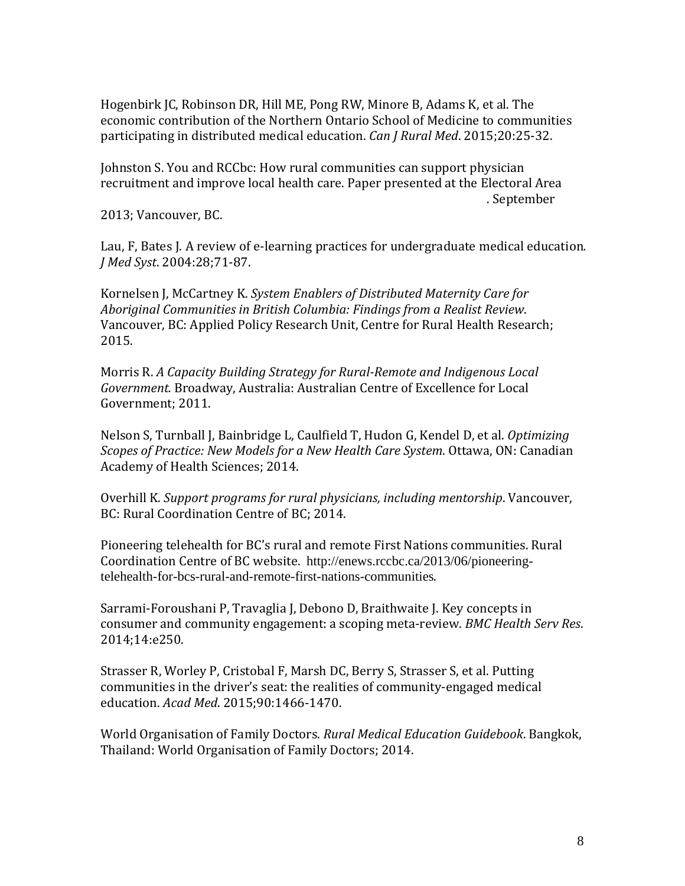Hogenbirk JC, Robinson DR, Hill ME, Pong RW, Minore B, Adams K, et al. The economic contribution of the Northern Ontario School of Medicine to communities participating in distributed medical education. *Can J Rural Med*. 2015;20:25-32.

Johnston S. You and RCCbc: How rural communities can support physician recruitment and improve local health care. Paper presented at the Electoral Area . September 2013; Vancouver, BC.

Lau, F, Bates J. A review of e-learning practices for undergraduate medical education. *J Med Syst*. 2004:28;71-87.

Kornelsen J, McCartney K. *System Enablers of Distributed Maternity Care for Aboriginal Communities in British Columbia: Findings from a Realist Review*. Vancouver, BC: Applied Policy Research Unit, Centre for Rural Health Research; 2015.

Morris R. *A Capacity Building Strategy for Rural-Remote and Indigenous Local Government.* Broadway, Australia: Australian Centre of Excellence for Local Government; 2011.

Nelson S, Turnball J, Bainbridge L, Caulfield T, Hudon G, Kendel D, et al. *Optimizing Scopes of Practice: New Models for a New Health Care System*. Ottawa, ON: Canadian Academy of Health Sciences; 2014.

Overhill K. *Support programs for rural physicians, including mentorship*. Vancouver, BC: Rural Coordination Centre of BC; 2014.

Pioneering telehealth for BC's rural and remote First Nations communities. Rural Coordination Centre of BC website. http://enews.rccbc.ca/2013/06/pioneering-telehealth-for-bcs-rural-and-remote-first-nations-communities.

Sarrami-Foroushani P, Travaglia J, Debono D, Braithwaite J. Key concepts in consumer and community engagement: a scoping meta-review. *BMC Health Serv Res*. 2014;14:e250.

Strasser R, Worley P, Cristobal F, Marsh DC, Berry S, Strasser S, et al. Putting communities in the driver's seat: the realities of community-engaged medical education. *Acad Med*. 2015;90:1466-1470.

World Organisation of Family Doctors. *Rural Medical Education Guidebook*. Bangkok, Thailand: World Organisation of Family Doctors; 2014.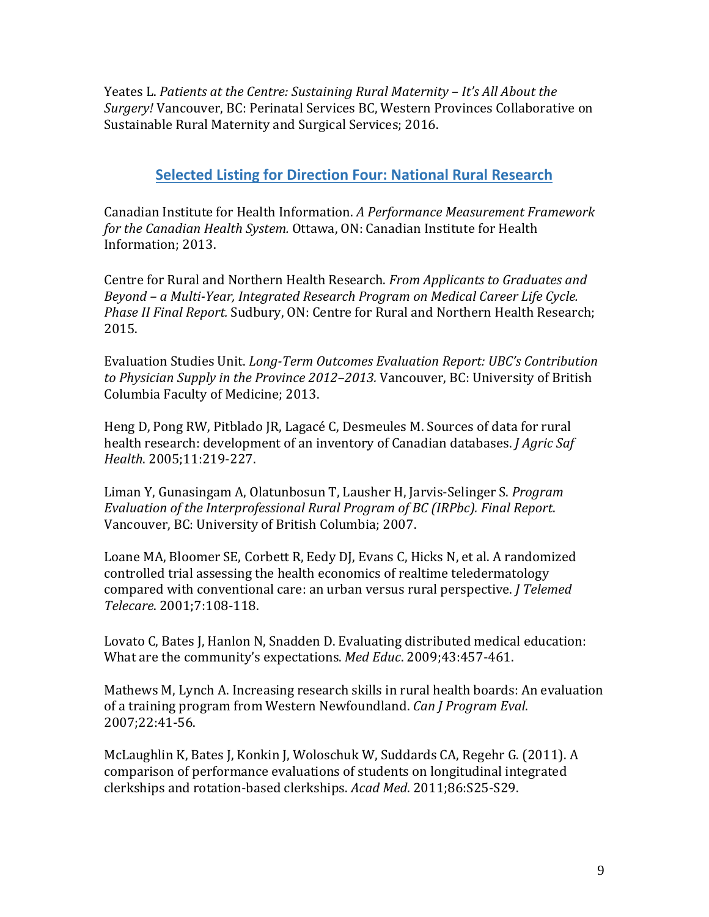Yeates L. *Patients at the Centre: Sustaining Rural Maternity – It's All About the Surgery!* Vancouver, BC: Perinatal Services BC, Western Provinces Collaborative on Sustainable Rural Maternity and Surgical Services; 2016.

## Selected Listing for Direction Four: National Rural Research

Canadian Institute for Health Information. *A Performance Measurement Framework for the Canadian Health System.* Ottawa, ON: Canadian Institute for Health Information; 2013.

Centre for Rural and Northern Health Research. *From Applicants to Graduates and Beyond – a Multi-Year, Integrated Research Program on Medical Career Life Cycle. Phase II Final Report.* Sudbury, ON: Centre for Rural and Northern Health Research; 2015.

Evaluation Studies Unit. *Long-Term Outcomes Evaluation Report: UBC's Contribution to Physician Supply in the Province 2012–2013.* Vancouver, BC: University of British Columbia Faculty of Medicine; 2013.

Heng D, Pong RW, Pitblado JR, Lagacé C, Desmeules M. Sources of data for rural health research: development of an inventory of Canadian databases. *J Agric Saf Health*. 2005;11:219-227.

Liman Y, Gunasingam A, Olatunbosun T, Lausher H, Jarvis-Selinger S. *Program Evaluation of the Interprofessional Rural Program of BC (IRPbc). Final Report*. Vancouver, BC: University of British Columbia; 2007.

Loane MA, Bloomer SE, Corbett R, Eedy DJ, Evans C, Hicks N, et al. A randomized controlled trial assessing the health economics of realtime teledermatology compared with conventional care: an urban versus rural perspective. *J Telemed Telecare*. 2001;7:108-118.

Lovato C, Bates J, Hanlon N, Snadden D. Evaluating distributed medical education: What are the community's expectations. *Med Educ*. 2009;43:457-461.

Mathews M, Lynch A. Increasing research skills in rural health boards: An evaluation of a training program from Western Newfoundland. *Can J Program Eval*. 2007;22:41-56.

McLaughlin K, Bates J, Konkin J, Woloschuk W, Suddards CA, Regehr G. (2011). A comparison of performance evaluations of students on longitudinal integrated clerkships and rotation-based clerkships. *Acad Med*. 2011;86:S25-S29.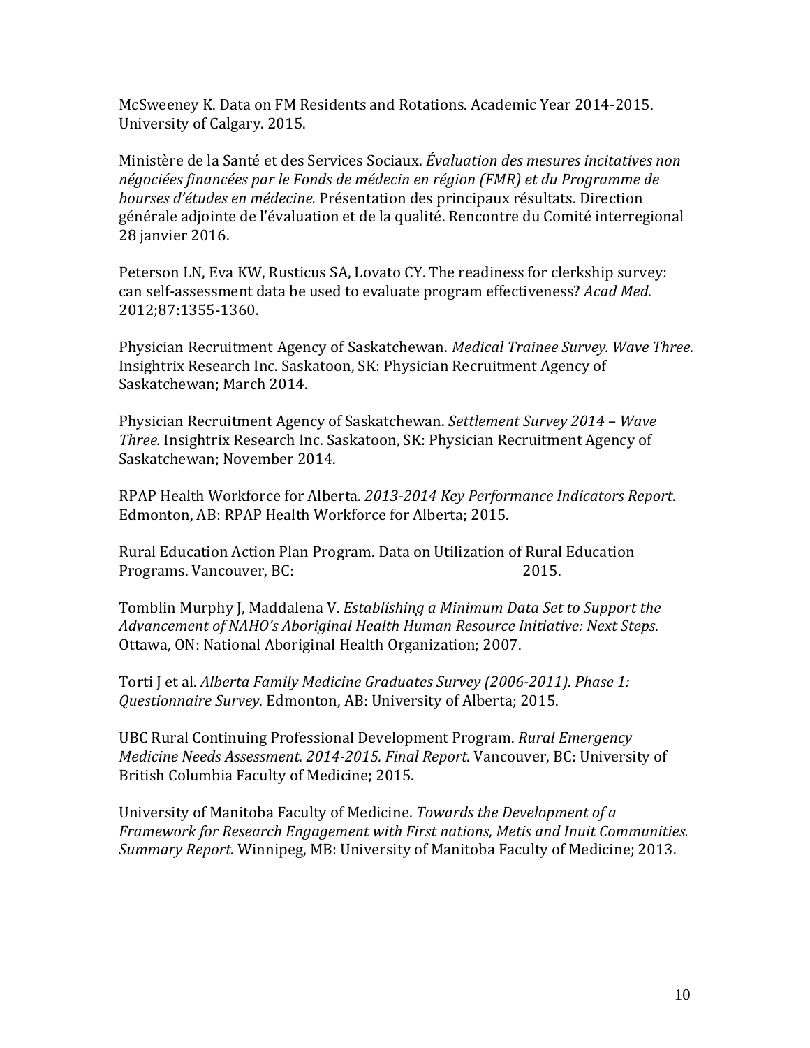McSweeney K. Data on FM Residents and Rotations. Academic Year 2014-2015. University of Calgary. 2015.

Ministère de la Santé et des Services Sociaux. *Évaluation des mesures incitatives non négociées financées par le Fonds de médecin en région (FMR) et du Programme de bourses d'études en médecine.* Présentation des principaux résultats. Direction générale adjointe de l'évaluation et de la qualité. Rencontre du Comité interregional 28 janvier 2016.

Peterson LN, Eva KW, Rusticus SA, Lovato CY. The readiness for clerkship survey: can self-assessment data be used to evaluate program effectiveness? *Acad Med*. 2012;87:1355-1360.

Physician Recruitment Agency of Saskatchewan. *Medical Trainee Survey. Wave Three*. Insightrix Research Inc. Saskatoon, SK: Physician Recruitment Agency of Saskatchewan; March 2014.

Physician Recruitment Agency of Saskatchewan. *Settlement Survey 2014 – Wave Three.* Insightrix Research Inc. Saskatoon, SK: Physician Recruitment Agency of Saskatchewan; November 2014.

RPAP Health Workforce for Alberta. *2013-2014 Key Performance Indicators Report*. Edmonton, AB: RPAP Health Workforce for Alberta; 2015.

Rural Education Action Plan Program. Data on Utilization of Rural Education Programs. Vancouver, BC: 2015.

Tomblin Murphy J, Maddalena V. *Establishing a Minimum Data Set to Support the Advancement of NAHO's Aboriginal Health Human Resource Initiative: Next Steps*. Ottawa, ON: National Aboriginal Health Organization; 2007.

Torti J et al. *Alberta Family Medicine Graduates Survey (2006-2011). Phase 1: Questionnaire Survey*. Edmonton, AB: University of Alberta; 2015.

UBC Rural Continuing Professional Development Program. *Rural Emergency Medicine Needs Assessment. 2014-2015. Final Report.* Vancouver, BC: University of British Columbia Faculty of Medicine; 2015.

University of Manitoba Faculty of Medicine. *Towards the Development of a Framework for Research Engagement with First nations, Metis and Inuit Communities. Summary Report.* Winnipeg, MB: University of Manitoba Faculty of Medicine; 2013.